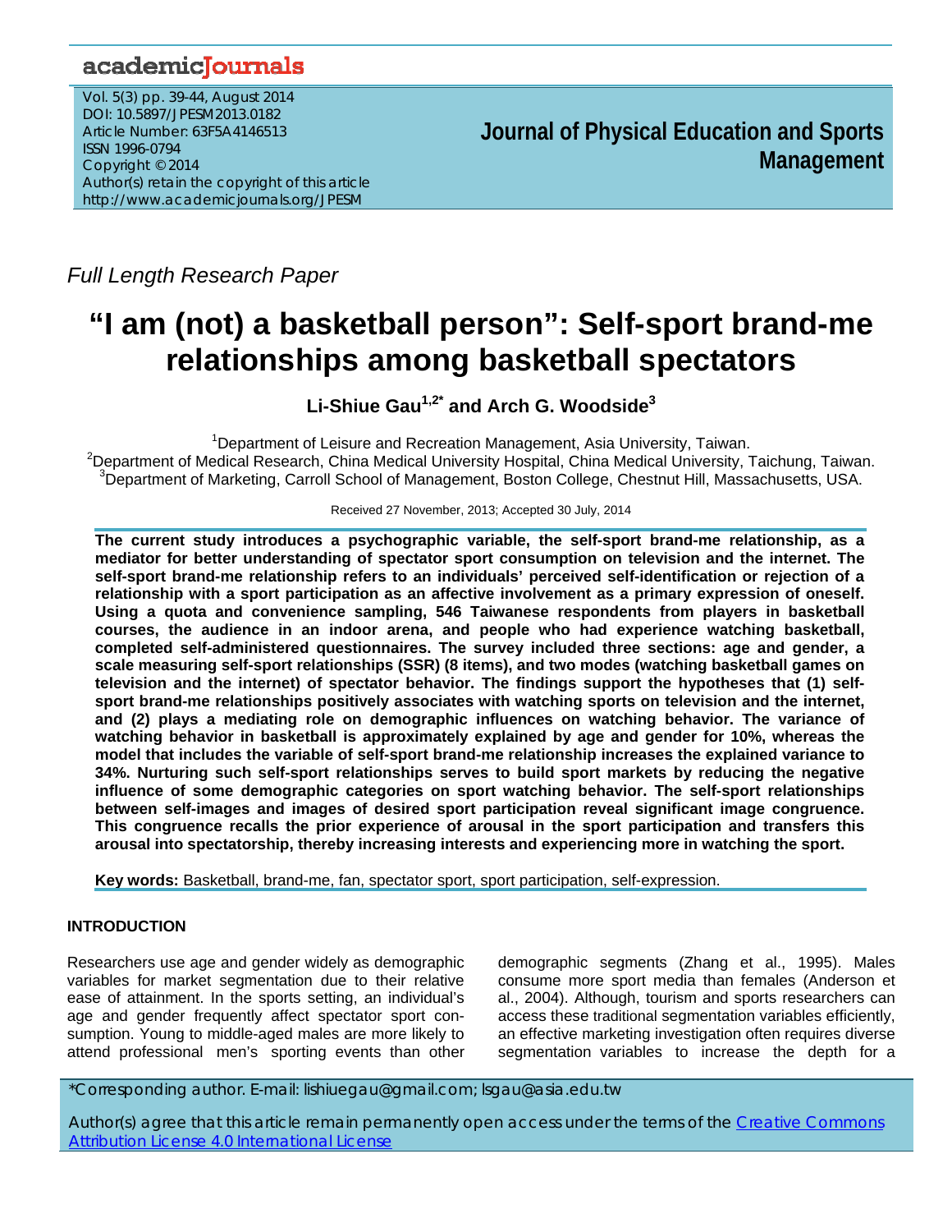Full Length Research Paper

# "I am (not) a basketball person": Self-sport brand-me relationships among basketball spectators

**Li-Shiue Gau[1,2*] and Arch G. Woodside[3]**

[1]Department of Leisure and Recreation Management, Asia University, Taiwan.
[2]Department of Medical Research, China Medical University Hospital, China Medical University, Taichung, Taiwan.
[3]Department of Marketing, Carroll School of Management, Boston College, Chestnut Hill, Massachusetts, USA.

Received 27 November, 2013; Accepted 30 July, 2014

**The current study introduces a psychographic variable, the self-sport brand-me relationship, as a mediator for better understanding of spectator sport consumption on television and the internet. The self-sport brand-me relationship refers to an individuals' perceived self-identification or rejection of a relationship with a sport participation as an affective involvement as a primary expression of oneself. Using a quota and convenience sampling, 546 Taiwanese respondents from players in basketball courses, the audience in an indoor arena, and people who had experience watching basketball, completed self-administered questionnaires. The survey included three sections: age and gender, a scale measuring self-sport relationships (SSR) (8 items), and two modes (watching basketball games on television and the internet) of spectator behavior. The findings support the hypotheses that (1) self-sport brand-me relationships positively associates with watching sports on television and the internet, and (2) plays a mediating role on demographic influences on watching behavior. The variance of watching behavior in basketball is approximately explained by age and gender for 10%, whereas the model that includes the variable of self-sport brand-me relationship increases the explained variance to 34%. Nurturing such self-sport relationships serves to build sport markets by reducing the negative influence of some demographic categories on sport watching behavior. The self-sport relationships between self-images and images of desired sport participation reveal significant image congruence. This congruence recalls the prior experience of arousal in the sport participation and transfers this arousal into spectatorship, thereby increasing interests and experiencing more in watching the sport.**

**Key words:** Basketball, brand-me, fan, spectator sport, sport participation, self-expression.

## INTRODUCTION

Researchers use age and gender widely as demographic variables for market segmentation due to their relative ease of attainment. In the sports setting, an individual's age and gender frequently affect spectator sport consumption. Young to middle-aged males are more likely to attend professional men's sporting events than other demographic segments (Zhang et al., 1995). Males consume more sport media than females (Anderson et al., 2004). Although, tourism and sports researchers can access these traditional segmentation variables efficiently, an effective marketing investigation often requires diverse segmentation variables to increase the depth for a

*Corresponding author. E-mail: lishiuegau@gmail.com; lsgau@asia.edu.tw

Author(s) agree that this article remain permanently open access under the terms of the Creative Commons Attribution License 4.0 International License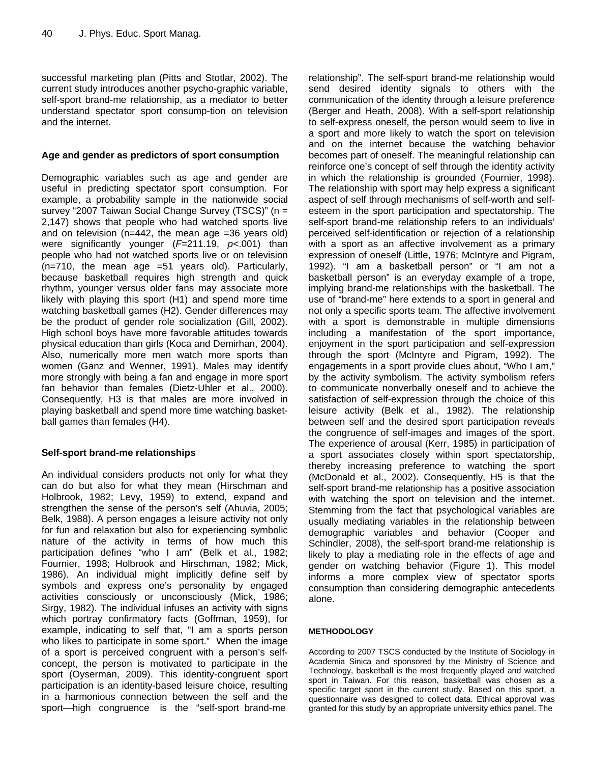successful marketing plan (Pitts and Stotlar, 2002). The current study introduces another psycho-graphic variable, self-sport brand-me relationship, as a mediator to better understand spectator sport consump-tion on television and the internet.

### Age and gender as predictors of sport consumption

Demographic variables such as age and gender are useful in predicting spectator sport consumption. For example, a probability sample in the nationwide social survey "2007 Taiwan Social Change Survey (TSCS)" (n = 2,147) shows that people who had watched sports live and on television (n=442, the mean age =36 years old) were significantly younger ($F$=211.19, $p$<.001) than people who had not watched sports live or on television (n=710, the mean age =51 years old). Particularly, because basketball requires high strength and quick rhythm, younger versus older fans may associate more likely with playing this sport (H1) and spend more time watching basketball games (H2). Gender differences may be the product of gender role socialization (Gill, 2002). High school boys have more favorable attitudes towards physical education than girls (Koca and Demirhan, 2004). Also, numerically more men watch more sports than women (Ganz and Wenner, 1991). Males may identify more strongly with being a fan and engage in more sport fan behavior than females (Dietz-Uhler et al., 2000). Consequently, H3 is that males are more involved in playing basketball and spend more time watching basket-ball games than females (H4).

### Self-sport brand-me relationships

An individual considers products not only for what they can do but also for what they mean (Hirschman and Holbrook, 1982; Levy, 1959) to extend, expand and strengthen the sense of the person's self (Ahuvia, 2005; Belk, 1988). A person engages a leisure activity not only for fun and relaxation but also for experiencing symbolic nature of the activity in terms of how much this participation defines "who I am" (Belk et al., 1982; Fournier, 1998; Holbrook and Hirschman, 1982; Mick, 1986). An individual might implicitly define self by symbols and express one's personality by engaged activities consciously or unconsciously (Mick, 1986; Sirgy, 1982). The individual infuses an activity with signs which portray confirmatory facts (Goffman, 1959), for example, indicating to self that, "I am a sports person who likes to participate in some sport." When the image of a sport is perceived congruent with a person's self-concept, the person is motivated to participate in the sport (Oyserman, 2009). This identity-congruent sport participation is an identity-based leisure choice, resulting in a harmonious connection between the self and the sport—high congruence is the "self-sport brand-me relationship". The self-sport brand-me relationship would send desired identity signals to others with the communication of the identity through a leisure preference (Berger and Heath, 2008). With a self-sport relationship to self-express oneself, the person would seem to live in a sport and more likely to watch the sport on television and on the internet because the watching behavior becomes part of oneself. The meaningful relationship can reinforce one's concept of self through the identity activity in which the relationship is grounded (Fournier, 1998). The relationship with sport may help express a significant aspect of self through mechanisms of self-worth and self-esteem in the sport participation and spectatorship. The self-sport brand-me relationship refers to an individuals' perceived self-identification or rejection of a relationship with a sport as an affective involvement as a primary expression of oneself (Little, 1976; McIntyre and Pigram, 1992). "I am a basketball person" or "I am not a basketball person" is an everyday example of a trope, implying brand-me relationships with the basketball. The use of "brand-me" here extends to a sport in general and not only a specific sports team. The affective involvement with a sport is demonstrable in multiple dimensions including a manifestation of the sport importance, enjoyment in the sport participation and self-expression through the sport (McIntyre and Pigram, 1992). The engagements in a sport provide clues about, "Who I am," by the activity symbolism. The activity symbolism refers to communicate nonverbally oneself and to achieve the satisfaction of self-expression through the choice of this leisure activity (Belk et al., 1982). The relationship between self and the desired sport participation reveals the congruence of self-images and images of the sport. The experience of arousal (Kerr, 1985) in participation of a sport associates closely within sport spectatorship, thereby increasing preference to watching the sport (McDonald et al., 2002). Consequently, H5 is that the self-sport brand-me relationship has a positive association with watching the sport on television and the internet. Stemming from the fact that psychological variables are usually mediating variables in the relationship between demographic variables and behavior (Cooper and Schindler, 2008), the self-sport brand-me relationship is likely to play a mediating role in the effects of age and gender on watching behavior (Figure 1). This model informs a more complex view of spectator sports consumption than considering demographic antecedents alone.

## METHODOLOGY

According to 2007 TSCS conducted by the Institute of Sociology in Academia Sinica and sponsored by the Ministry of Science and Technology, basketball is the most frequently played and watched sport in Taiwan. For this reason, basketball was chosen as a specific target sport in the current study. Based on this sport, a questionnaire was designed to collect data. Ethical approval was granted for this study by an appropriate university ethics panel. The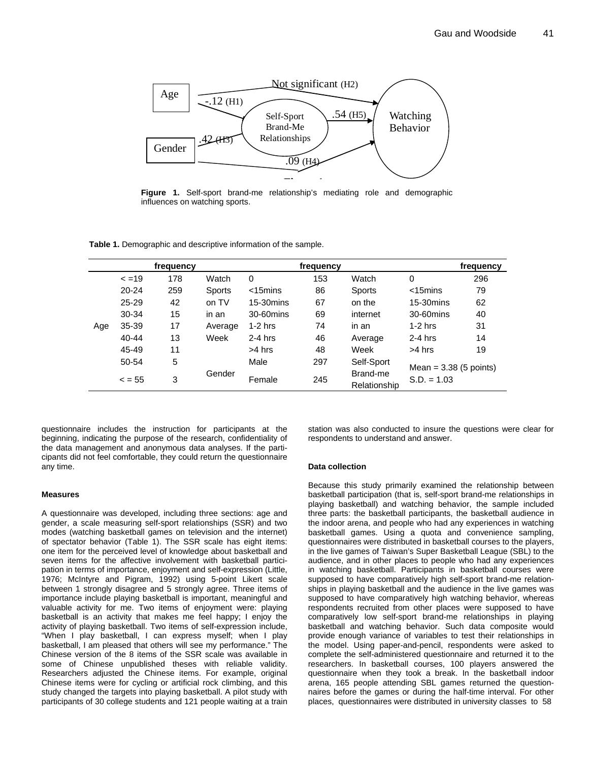**Figure 1.** Self-sport brand-me relationship's mediating role and demographic influences on watching sports.

**Table 1.** Demographic and descriptive information of the sample.

| | | frequency | | | frequency | | | frequency |
|---|---|---|---|---|---|---|---|---|
| | < =19 | 178 | Watch | 0 | 153 | Watch | 0 | 296 |
| | 20-24 | 259 | Sports | <15mins | 86 | Sports | <15mins | 79 |
| | 25-29 | 42 | on TV | 15-30mins | 67 | on the | 15-30mins | 62 |
| | 30-34 | 15 | in an | 30-60mins | 69 | internet | 30-60mins | 40 |
| Age | 35-39 | 17 | Average | 1-2 hrs | 74 | in an | 1-2 hrs | 31 |
| | 40-44 | 13 | Week | 2-4 hrs | 46 | Average | 2-4 hrs | 14 |
| | 45-49 | 11 | | >4 hrs | 48 | Week | >4 hrs | 19 |
| | 50-54 | 5 | | Male | 297 | Self-Sport | Mean = 3.38 (5 points) | |
| | < = 55 | 3 | Gender | Female | 245 | Brand-me Relationship | S.D. = 1.03 | |

questionnaire includes the instruction for participants at the beginning, indicating the purpose of the research, confidentiality of the data management and anonymous data analyses. If the participants did not feel comfortable, they could return the questionnaire any time.

#### Measures

A questionnaire was developed, including three sections: age and gender, a scale measuring self-sport relationships (SSR) and two modes (watching basketball games on television and the internet) of spectator behavior (Table 1). The SSR scale has eight items: one item for the perceived level of knowledge about basketball and seven items for the affective involvement with basketball participation in terms of importance, enjoyment and self-expression (Little, 1976; McIntyre and Pigram, 1992) using 5-point Likert scale between 1 strongly disagree and 5 strongly agree. Three items of importance include playing basketball is important, meaningful and valuable activity for me. Two items of enjoyment were: playing basketball is an activity that makes me feel happy; I enjoy the activity of playing basketball. Two items of self-expression include, "When I play basketball, I can express myself; when I play basketball, I am pleased that others will see my performance." The Chinese version of the 8 items of the SSR scale was available in some of Chinese unpublished theses with reliable validity. Researchers adjusted the Chinese items. For example, original Chinese items were for cycling or artificial rock climbing, and this study changed the targets into playing basketball. A pilot study with participants of 30 college students and 121 people waiting at a train station was also conducted to insure the questions were clear for respondents to understand and answer.

#### Data collection

Because this study primarily examined the relationship between basketball participation (that is, self-sport brand-me relationships in playing basketball) and watching behavior, the sample included three parts: the basketball participants, the basketball audience in the indoor arena, and people who had any experiences in watching basketball games. Using a quota and convenience sampling, questionnaires were distributed in basketball courses to the players, in the live games of Taiwan's Super Basketball League (SBL) to the audience, and in other places to people who had any experiences in watching basketball. Participants in basketball courses were supposed to have comparatively high self-sport brand-me relationships in playing basketball and the audience in the live games was supposed to have comparatively high watching behavior, whereas respondents recruited from other places were supposed to have comparatively low self-sport brand-me relationships in playing basketball and watching behavior. Such data composite would provide enough variance of variables to test their relationships in the model. Using paper-and-pencil, respondents were asked to complete the self-administered questionnaire and returned it to the researchers. In basketball courses, 100 players answered the questionnaire when they took a break. In the basketball indoor arena, 165 people attending SBL games returned the questionnaires before the games or during the half-time interval. For other places, questionnaires were distributed in university classes to 58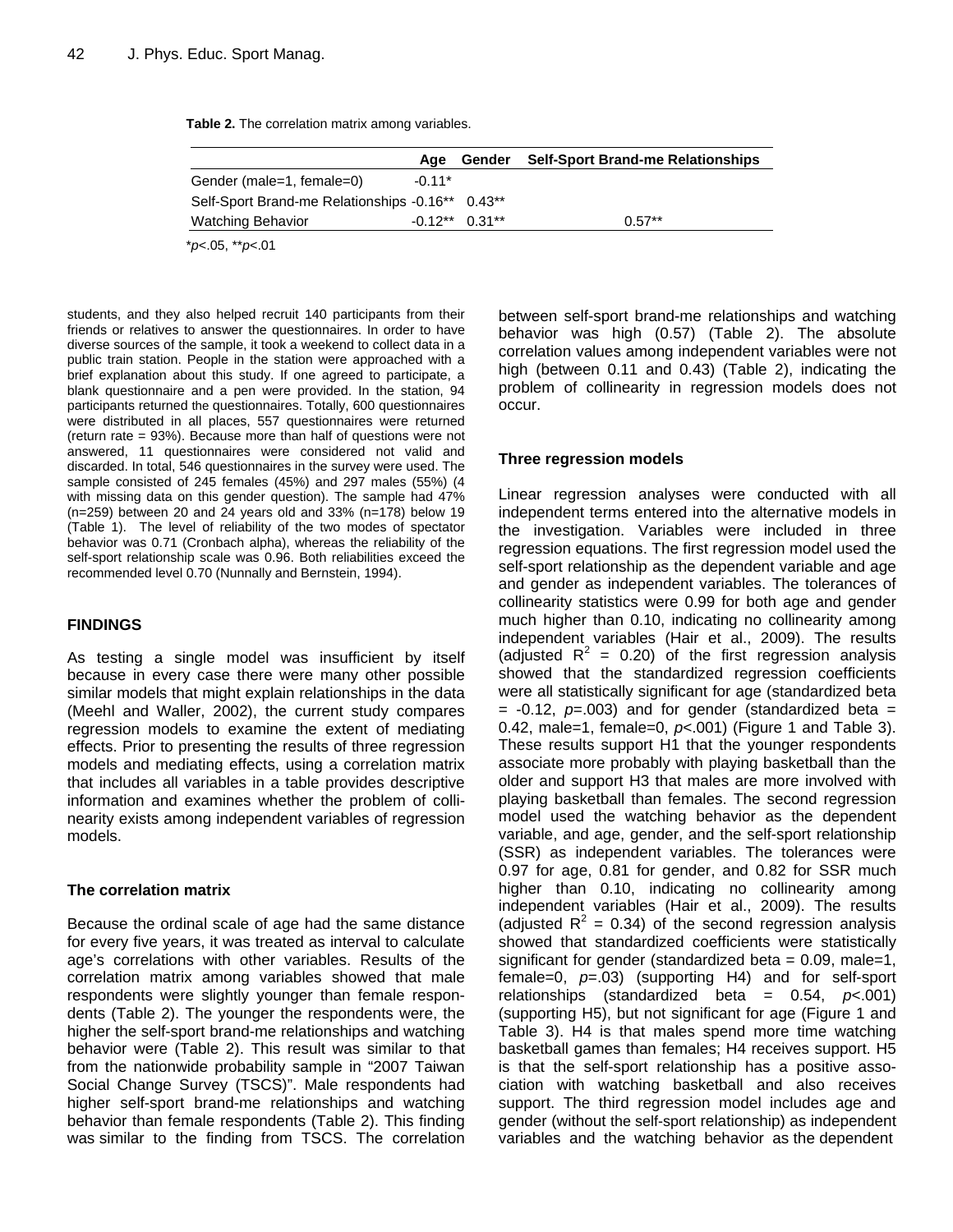**Table 2.** The correlation matrix among variables.

| | Age | Gender | Self-Sport Brand-me Relationships |
|---|---|---|---|
| Gender (male=1, female=0) | -0.11* | | |
| Self-Sport Brand-me Relationships | -0.16** | 0.43** | |
| Watching Behavior | -0.12** | 0.31** | 0.57** |

**p*<.05, ***p*<.01

students, and they also helped recruit 140 participants from their friends or relatives to answer the questionnaires. In order to have diverse sources of the sample, it took a weekend to collect data in a public train station. People in the station were approached with a brief explanation about this study. If one agreed to participate, a blank questionnaire and a pen were provided. In the station, 94 participants returned the questionnaires. Totally, 600 questionnaires were distributed in all places, 557 questionnaires were returned (return rate = 93%). Because more than half of questions were not answered, 11 questionnaires were considered not valid and discarded. In total, 546 questionnaires in the survey were used. The sample consisted of 245 females (45%) and 297 males (55%) (4 with missing data on this gender question). The sample had 47% (n=259) between 20 and 24 years old and 33% (n=178) below 19 (Table 1). The level of reliability of the two modes of spectator behavior was 0.71 (Cronbach alpha), whereas the reliability of the self-sport relationship scale was 0.96. Both reliabilities exceed the recommended level 0.70 (Nunnally and Bernstein, 1994).

## FINDINGS

As testing a single model was insufficient by itself because in every case there were many other possible similar models that might explain relationships in the data (Meehl and Waller, 2002), the current study compares regression models to examine the extent of mediating effects. Prior to presenting the results of three regression models and mediating effects, using a correlation matrix that includes all variables in a table provides descriptive information and examines whether the problem of collinearity exists among independent variables of regression models.

### The correlation matrix

Because the ordinal scale of age had the same distance for every five years, it was treated as interval to calculate age's correlations with other variables. Results of the correlation matrix among variables showed that male respondents were slightly younger than female respondents (Table 2). The younger the respondents were, the higher the self-sport brand-me relationships and watching behavior were (Table 2). This result was similar to that from the nationwide probability sample in "2007 Taiwan Social Change Survey (TSCS)". Male respondents had higher self-sport brand-me relationships and watching behavior than female respondents (Table 2). This finding was similar to the finding from TSCS. The correlation between self-sport brand-me relationships and watching behavior was high (0.57) (Table 2). The absolute correlation values among independent variables were not high (between 0.11 and 0.43) (Table 2), indicating the problem of collinearity in regression models does not occur.

### Three regression models

Linear regression analyses were conducted with all independent terms entered into the alternative models in the investigation. Variables were included in three regression equations. The first regression model used the self-sport relationship as the dependent variable and age and gender as independent variables. The tolerances of collinearity statistics were 0.99 for both age and gender much higher than 0.10, indicating no collinearity among independent variables (Hair et al., 2009). The results (adjusted $R^2$ = 0.20) of the first regression analysis showed that the standardized regression coefficients were all statistically significant for age (standardized beta = -0.12, *p*=.003) and for gender (standardized beta = 0.42, male=1, female=0, *p*<.001) (Figure 1 and Table 3). These results support H1 that the younger respondents associate more probably with playing basketball than the older and support H3 that males are more involved with playing basketball than females. The second regression model used the watching behavior as the dependent variable, and age, gender, and the self-sport relationship (SSR) as independent variables. The tolerances were 0.97 for age, 0.81 for gender, and 0.82 for SSR much higher than 0.10, indicating no collinearity among independent variables (Hair et al., 2009). The results (adjusted $R^2$ = 0.34) of the second regression analysis showed that standardized coefficients were statistically significant for gender (standardized beta = 0.09, male=1, female=0, *p*=.03) (supporting H4) and for self-sport relationships (standardized beta = 0.54, *p*<.001) (supporting H5), but not significant for age (Figure 1 and Table 3). H4 is that males spend more time watching basketball games than females; H4 receives support. H5 is that the self-sport relationship has a positive association with watching basketball and also receives support. The third regression model includes age and gender (without the self-sport relationship) as independent variables and the watching behavior as the dependent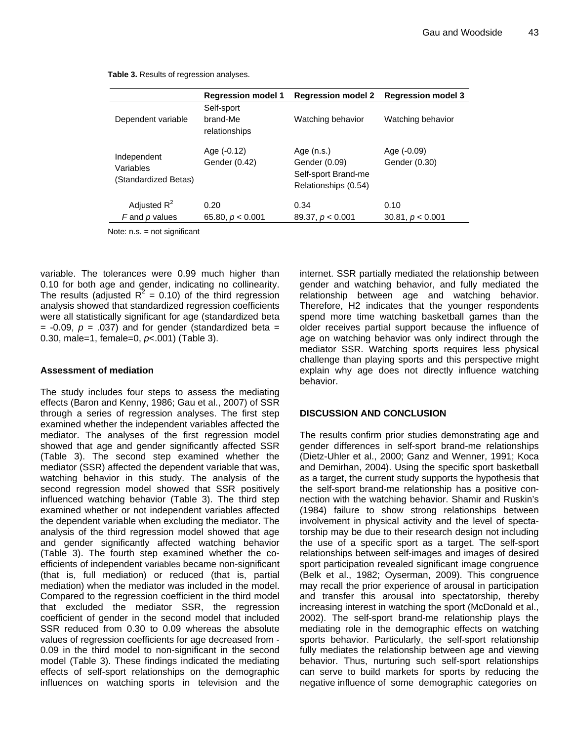**Table 3.** Results of regression analyses.

| | Regression model 1 | Regression model 2 | Regression model 3 |
|---|---|---|---|
| Dependent variable | Self-sport brand-Me relationships | Watching behavior | Watching behavior |
| Independent Variables (Standardized Betas) | Age (-0.12) Gender (0.42) | Age (n.s.) Gender (0.09) Self-sport Brand-me Relationships (0.54) | Age (-0.09) Gender (0.30) |
| Adjusted $R^2$ | 0.20 | 0.34 | 0.10 |
| $F$ and $p$ values | 65.80, $p < 0.001$ | 89.37, $p < 0.001$ | 30.81, $p < 0.001$ |

Note: n.s. = not significant

variable. The tolerances were 0.99 much higher than 0.10 for both age and gender, indicating no collinearity. The results (adjusted $R^2 = 0.10$) of the third regression analysis showed that standardized regression coefficients were all statistically significant for age (standardized beta = -0.09, $p = .037$) and for gender (standardized beta = 0.30, male=1, female=0, $p<.001$) (Table 3).

### Assessment of mediation

The study includes four steps to assess the mediating effects (Baron and Kenny, 1986; Gau et al., 2007) of SSR through a series of regression analyses. The first step examined whether the independent variables affected the mediator. The analyses of the first regression model showed that age and gender significantly affected SSR (Table 3). The second step examined whether the mediator (SSR) affected the dependent variable that was, watching behavior in this study. The analysis of the second regression model showed that SSR positively influenced watching behavior (Table 3). The third step examined whether or not independent variables affected the dependent variable when excluding the mediator. The analysis of the third regression model showed that age and gender significantly affected watching behavior (Table 3). The fourth step examined whether the coefficients of independent variables became non-significant (that is, full mediation) or reduced (that is, partial mediation) when the mediator was included in the model. Compared to the regression coefficient in the third model that excluded the mediator SSR, the regression coefficient of gender in the second model that included SSR reduced from 0.30 to 0.09 whereas the absolute values of regression coefficients for age decreased from -0.09 in the third model to non-significant in the second model (Table 3). These findings indicated the mediating effects of self-sport relationships on the demographic influences on watching sports in television and the internet. SSR partially mediated the relationship between gender and watching behavior, and fully mediated the relationship between age and watching behavior. Therefore, H2 indicates that the younger respondents spend more time watching basketball games than the older receives partial support because the influence of age on watching behavior was only indirect through the mediator SSR. Watching sports requires less physical challenge than playing sports and this perspective might explain why age does not directly influence watching behavior.

## DISCUSSION AND CONCLUSION

The results confirm prior studies demonstrating age and gender differences in self-sport brand-me relationships (Dietz-Uhler et al., 2000; Ganz and Wenner, 1991; Koca and Demirhan, 2004). Using the specific sport basketball as a target, the current study supports the hypothesis that the self-sport brand-me relationship has a positive connection with the watching behavior. Shamir and Ruskin's (1984) failure to show strong relationships between involvement in physical activity and the level of spectatorship may be due to their research design not including the use of a specific sport as a target. The self-sport relationships between self-images and images of desired sport participation revealed significant image congruence (Belk et al., 1982; Oyserman, 2009). This congruence may recall the prior experience of arousal in participation and transfer this arousal into spectatorship, thereby increasing interest in watching the sport (McDonald et al., 2002). The self-sport brand-me relationship plays the mediating role in the demographic effects on watching sports behavior. Particularly, the self-sport relationship fully mediates the relationship between age and viewing behavior. Thus, nurturing such self-sport relationships can serve to build markets for sports by reducing the negative influence of some demographic categories on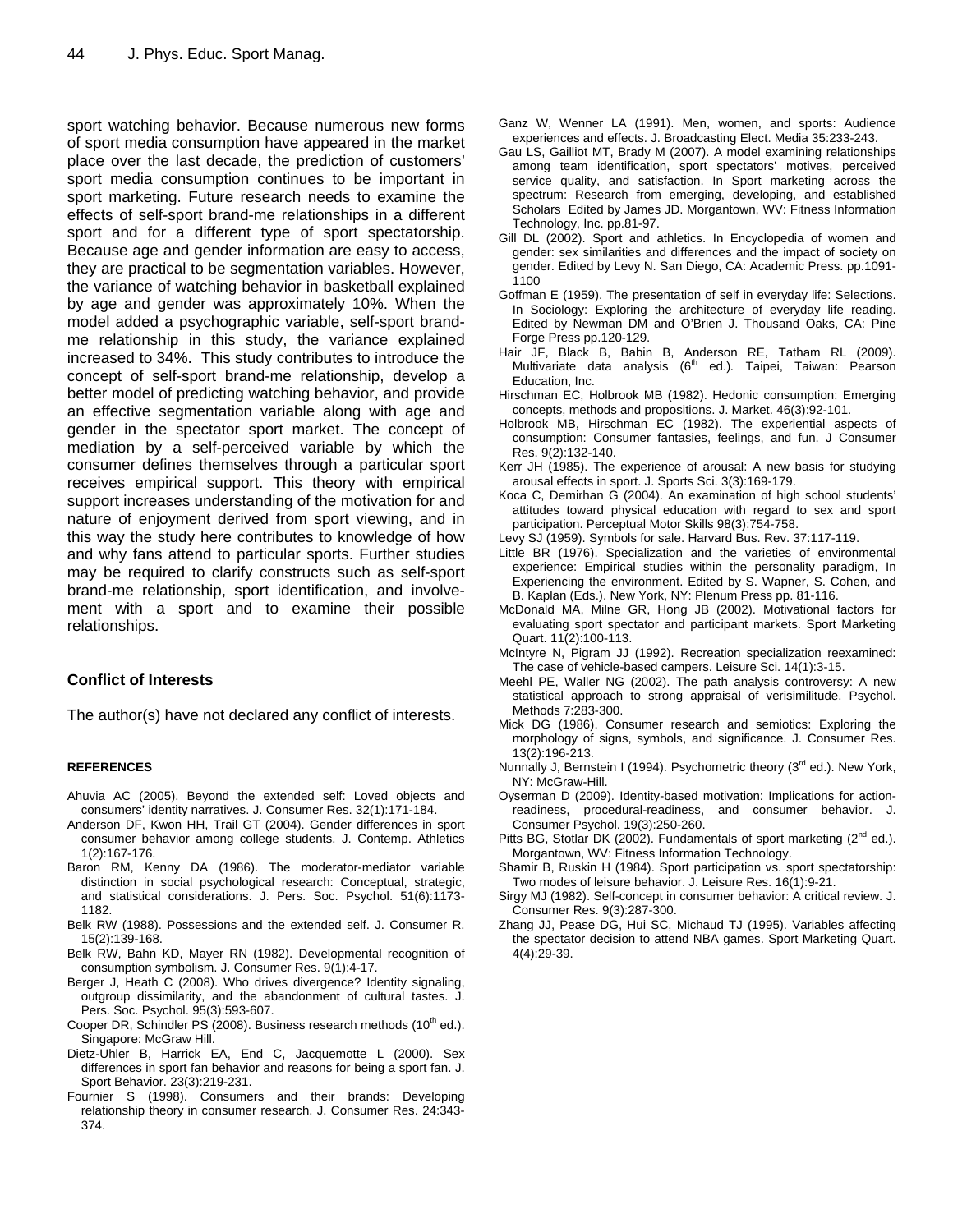sport watching behavior. Because numerous new forms of sport media consumption have appeared in the market place over the last decade, the prediction of customers' sport media consumption continues to be important in sport marketing. Future research needs to examine the effects of self-sport brand-me relationships in a different sport and for a different type of sport spectatorship. Because age and gender information are easy to access, they are practical to be segmentation variables. However, the variance of watching behavior in basketball explained by age and gender was approximately 10%. When the model added a psychographic variable, self-sport brand-me relationship in this study, the variance explained increased to 34%. This study contributes to introduce the concept of self-sport brand-me relationship, develop a better model of predicting watching behavior, and provide an effective segmentation variable along with age and gender in the spectator sport market. The concept of mediation by a self-perceived variable by which the consumer defines themselves through a particular sport receives empirical support. This theory with empirical support increases understanding of the motivation for and nature of enjoyment derived from sport viewing, and in this way the study here contributes to knowledge of how and why fans attend to particular sports. Further studies may be required to clarify constructs such as self-sport brand-me relationship, sport identification, and involvement with a sport and to examine their possible relationships.

### Conflict of Interests

The author(s) have not declared any conflict of interests.

#### REFERENCES

Ahuvia AC (2005). Beyond the extended self: Loved objects and consumers' identity narratives. J. Consumer Res. 32(1):171-184.

Anderson DF, Kwon HH, Trail GT (2004). Gender differences in sport consumer behavior among college students. J. Contemp. Athletics 1(2):167-176.

Baron RM, Kenny DA (1986). The moderator-mediator variable distinction in social psychological research: Conceptual, strategic, and statistical considerations. J. Pers. Soc. Psychol. 51(6):1173-1182.

Belk RW (1988). Possessions and the extended self. J. Consumer R. 15(2):139-168.

Belk RW, Bahn KD, Mayer RN (1982). Developmental recognition of consumption symbolism. J. Consumer Res. 9(1):4-17.

Berger J, Heath C (2008). Who drives divergence? Identity signaling, outgroup dissimilarity, and the abandonment of cultural tastes. J. Pers. Soc. Psychol. 95(3):593-607.

Cooper DR, Schindler PS (2008). Business research methods (10th ed.). Singapore: McGraw Hill.

Dietz-Uhler B, Harrick EA, End C, Jacquemotte L (2000). Sex differences in sport fan behavior and reasons for being a sport fan. J. Sport Behavior. 23(3):219-231.

Fournier S (1998). Consumers and their brands: Developing relationship theory in consumer research. J. Consumer Res. 24:343-374.

Ganz W, Wenner LA (1991). Men, women, and sports: Audience experiences and effects. J. Broadcasting Elect. Media 35:233-243.

Gau LS, Gailliot MT, Brady M (2007). A model examining relationships among team identification, sport spectators' motives, perceived service quality, and satisfaction. In Sport marketing across the spectrum: Research from emerging, developing, and established Scholars Edited by James JD. Morgantown, WV: Fitness Information Technology, Inc. pp.81-97.

Gill DL (2002). Sport and athletics. In Encyclopedia of women and gender: sex similarities and differences and the impact of society on gender. Edited by Levy N. San Diego, CA: Academic Press. pp.1091-1100

Goffman E (1959). The presentation of self in everyday life: Selections. In Sociology: Exploring the architecture of everyday life reading. Edited by Newman DM and O'Brien J. Thousand Oaks, CA: Pine Forge Press pp.120-129.

Hair JF, Black B, Babin B, Anderson RE, Tatham RL (2009). Multivariate data analysis (6th ed.). Taipei, Taiwan: Pearson Education, Inc.

Hirschman EC, Holbrook MB (1982). Hedonic consumption: Emerging concepts, methods and propositions. J. Market. 46(3):92-101.

Holbrook MB, Hirschman EC (1982). The experiential aspects of consumption: Consumer fantasies, feelings, and fun. J Consumer Res. 9(2):132-140.

Kerr JH (1985). The experience of arousal: A new basis for studying arousal effects in sport. J. Sports Sci. 3(3):169-179.

Koca C, Demirhan G (2004). An examination of high school students' attitudes toward physical education with regard to sex and sport participation. Perceptual Motor Skills 98(3):754-758.

Levy SJ (1959). Symbols for sale. Harvard Bus. Rev. 37:117-119.

Little BR (1976). Specialization and the varieties of environmental experience: Empirical studies within the personality paradigm, In Experiencing the environment. Edited by S. Wapner, S. Cohen, and B. Kaplan (Eds.). New York, NY: Plenum Press pp. 81-116.

McDonald MA, Milne GR, Hong JB (2002). Motivational factors for evaluating sport spectator and participant markets. Sport Marketing Quart. 11(2):100-113.

McIntyre N, Pigram JJ (1992). Recreation specialization reexamined: The case of vehicle-based campers. Leisure Sci. 14(1):3-15.

Meehl PE, Waller NG (2002). The path analysis controversy: A new statistical approach to strong appraisal of verisimilitude. Psychol. Methods 7:283-300.

Mick DG (1986). Consumer research and semiotics: Exploring the morphology of signs, symbols, and significance. J. Consumer Res. 13(2):196-213.

Nunnally J, Bernstein I (1994). Psychometric theory (3rd ed.). New York, NY: McGraw-Hill.

Oyserman D (2009). Identity-based motivation: Implications for action-readiness, procedural-readiness, and consumer behavior. J. Consumer Psychol. 19(3):250-260.

Pitts BG, Stotlar DK (2002). Fundamentals of sport marketing (2nd ed.). Morgantown, WV: Fitness Information Technology.

Shamir B, Ruskin H (1984). Sport participation vs. sport spectatorship: Two modes of leisure behavior. J. Leisure Res. 16(1):9-21.

Sirgy MJ (1982). Self-concept in consumer behavior: A critical review. J. Consumer Res. 9(3):287-300.

Zhang JJ, Pease DG, Hui SC, Michaud TJ (1995). Variables affecting the spectator decision to attend NBA games. Sport Marketing Quart. 4(4):29-39.